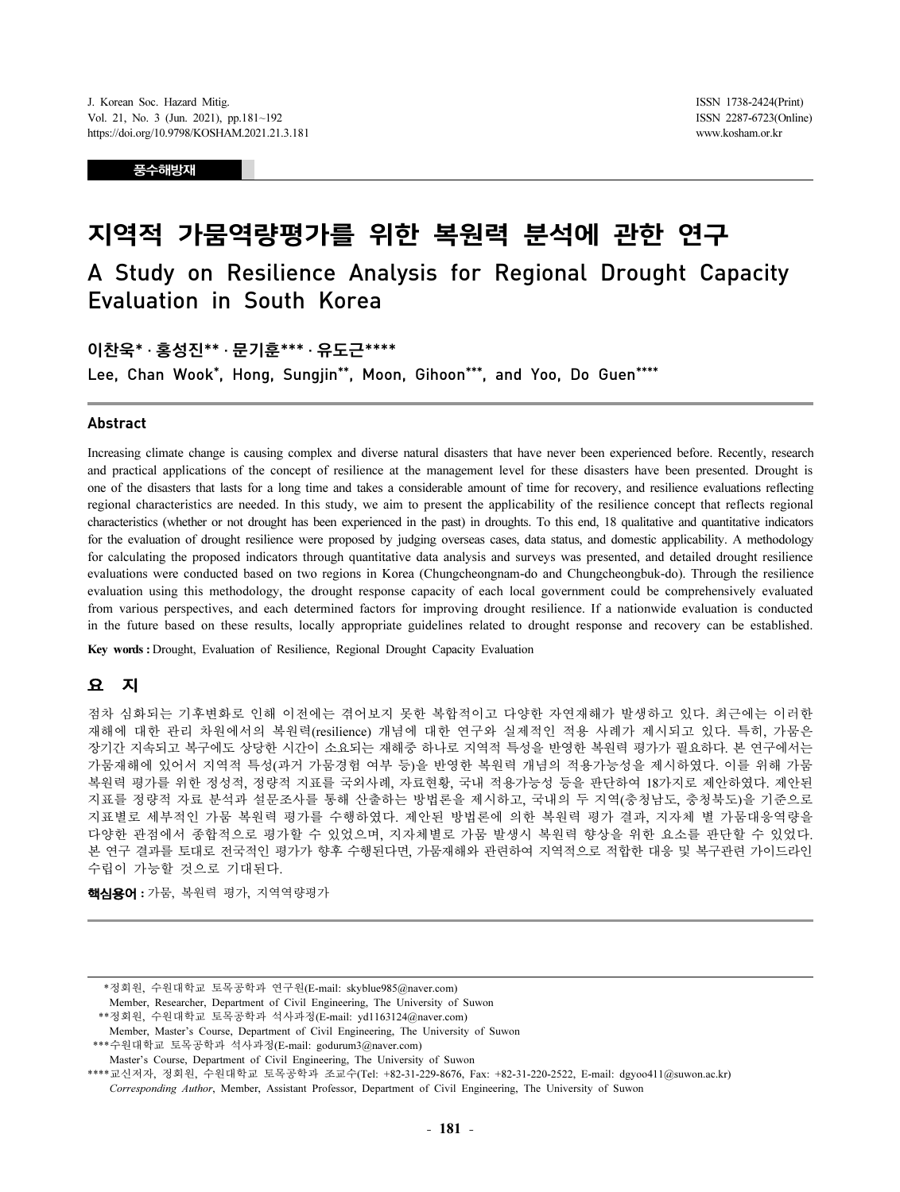풍수해방재

# 지역적 가뭄역량평가를 위한 복원력 분석에 관한 연구

## A Study on Resilience Analysis for Regional Drought Capacity Evaluation in South Korea

이찬욱* · 홍성진** · 문기훈*** · 유도근****

Lee, Chan Wook*, Hong, Sungjin**, Moon, Gihoon***, and Yoo, Do Guen****

### Abstract

Increasing climate change is causing complex and diverse natural disasters that have never been experienced before. Recently, research and practical applications of the concept of resilience at the management level for these disasters have been presented. Drought is one of the disasters that lasts for a long time and takes a considerable amount of time for recovery, and resilience evaluations reflecting regional characteristics are needed. In this study, we aim to present the applicability of the resilience concept that reflects regional characteristics (whether or not drought has been experienced in the past) in droughts. To this end, 18 qualitative and quantitative indicators for the evaluation of drought resilience were proposed by judging overseas cases, data status, and domestic applicability. A methodology for calculating the proposed indicators through quantitative data analysis and surveys was presented, and detailed drought resilience evaluations were conducted based on two regions in Korea (Chungcheongnam-do and Chungcheongbuk-do). Through the resilience evaluation using this methodology, the drought response capacity of each local government could be comprehensively evaluated from various perspectives, and each determined factors for improving drought resilience. If a nationwide evaluation is conducted in the future based on these results, locally appropriate guidelines related to drought response and recovery can be established.

**Key words :** Drought, Evaluation of Resilience, Regional Drought Capacity Evaluation

### 요 지

점차 심화되는 기후변화로 인해 이전에는 겪어보지 못한 복합적이고 다양한 자연재해가 발생하고 있다. 최근에는 이러한 재해에 대한 관리 차원에서의 복원력(resilience) 개념에 대한 연구와 실제적인 적용 사례가 제시되고 있다. 특히, 가뭄은 장기간 지속되고 복구에도 상당한 시간이 소요되는 재해중 하나로 지역적 특성을 반영한 복원력 평가가 필요하다. 본 연구에서는 가뭄재해에 있어서 지역적 특성(과거 가뭄경험 여부 등)을 반영한 복원력 개념의 적용가능성을 제시하였다. 이를 위해 가뭄 복원력 평가를 위한 정성적, 정량적 지표를 국외사례, 자료현황, 국내 적용가능성 등을 판단하여 18가지로 제안하였다. 제안된 지표를 정량적 자료 분석과 설문조사를 통해 산출하는 방법론을 제시하고, 국내의 두 지역(충청남도, 충청북도)을 기준으로 지표별로 세부적인 가뭄 복원력 평가를 수행하였다. 제안된 방법론에 의한 복원력 평가 결과, 지자체 별 가뭄대응역량을 다양한 관점에서 종합적으로 평가할 수 있었으며, 지자체별로 가뭄 발생시 복원력 향상을 위한 요소를 판단할 수 있었다. 본 연구 결과를 토대로 전국적인 평가가 향후 수행된다면, 가뭄재해와 관련하여 지역적으로 적합한 대응 및 복구관련 가이드라인 수립이 가능할 것으로 기대된다.

**핵심용어 :** 가뭄, 복원력 평가, 지역역량평가

---

*정회원, 수원대학교 토목공학과 연구원(E-mail: skyblue985@naver.com)
Member, Researcher, Department of Civil Engineering, The University of Suwon

**정회원, 수원대학교 토목공학과 석사과정(E-mail: yd1163124@naver.com)
Member, Master's Course, Department of Civil Engineering, The University of Suwon

***수원대학교 토목공학과 석사과정(E-mail: godurum3@naver.com)
Master's Course, Department of Civil Engineering, The University of Suwon

****교신저자, 정회원, 수원대학교 토목공학과 조교수(Tel: +82-31-229-8676, Fax: +82-31-220-2522, E-mail: dgyoo411@suwon.ac.kr)
*Corresponding Author*, Member, Assistant Professor, Department of Civil Engineering, The University of Suwon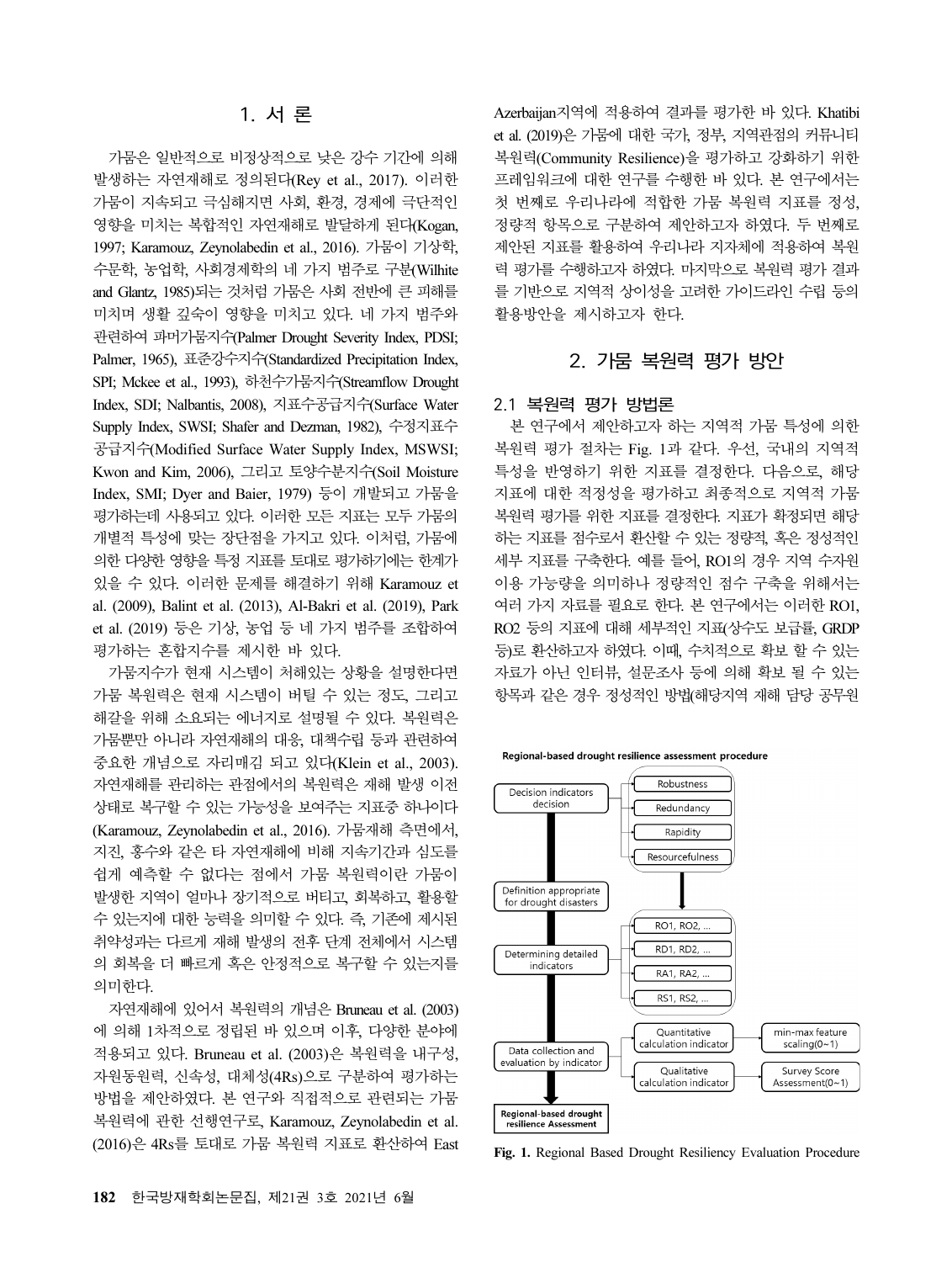# 1. 서 론

가뭄은 일반적으로 비정상적으로 낮은 강수 기간에 의해 발생하는 자연재해로 정의된다(Rey et al., 2017). 이러한 가뭄이 지속되고 극심해지면 사회, 환경, 경제에 극단적인 영향을 미치는 복합적인 자연재해로 발달하게 된다(Kogan, 1997; Karamouz, Zeynolabedin et al., 2016). 가뭄이 기상학, 수문학, 농업학, 사회경제학의 네 가지 범주로 구분(Wilhite and Glantz, 1985)되는 것처럼 가뭄은 사회 전반에 큰 피해를 미치며 생활 깊숙이 영향을 미치고 있다. 네 가지 범주와 관련하여 파머가뭄지수(Palmer Drought Severity Index, PDSI; Palmer, 1965), 표준강수지수(Standardized Precipitation Index, SPI; Mckee et al., 1993), 하천수가뭄지수(Streamflow Drought Index, SDI; Nalbantis, 2008), 지표수공급지수(Surface Water Supply Index, SWSI; Shafer and Dezman, 1982), 수정지표수공급지수(Modified Surface Water Supply Index, MSWSI; Kwon and Kim, 2006), 그리고 토양수분지수(Soil Moisture Index, SMI; Dyer and Baier, 1979) 등이 개발되고 가뭄을 평가하는데 사용되고 있다. 이러한 모든 지표는 모두 가뭄의 개별적 특성에 맞는 장단점을 가지고 있다. 이처럼, 가뭄에 의한 다양한 영향을 특정 지표를 토대로 평가하기에는 한계가 있을 수 있다. 이러한 문제를 해결하기 위해 Karamouz et al. (2009), Balint et al. (2013), Al-Bakri et al. (2019), Park et al. (2019) 등은 기상, 농업 등 네 가지 범주를 조합하여 평가하는 혼합지수를 제시한 바 있다.

가뭄지수가 현재 시스템이 처해있는 상황을 설명한다면 가뭄 복원력은 현재 시스템이 버틸 수 있는 정도, 그리고 해갈을 위해 소요되는 에너지로 설명될 수 있다. 복원력은 가뭄뿐만 아니라 자연재해의 대응, 대책수립 등과 관련하여 중요한 개념으로 자리매김 되고 있다(Klein et al., 2003). 자연재해를 관리하는 관점에서의 복원력은 재해 발생 이전 상태로 복구할 수 있는 가능성을 보여주는 지표중 하나이다(Karamouz, Zeynolabedin et al., 2016). 가뭄재해 측면에서, 지진, 홍수와 같은 타 자연재해에 비해 지속기간과 심도를 쉽게 예측할 수 없다는 점에서 가뭄 복원력이란 가뭄이 발생한 지역이 얼마나 장기적으로 버티고, 회복하고, 활용할 수 있는지에 대한 능력을 의미할 수 있다. 즉, 기존에 제시된 취약성과는 다르게 재해 발생의 전후 단계 전체에서 시스템의 회복을 더 빠르게 혹은 안정적으로 복구할 수 있는지를 의미한다.

자연재해에 있어서 복원력의 개념은 Bruneau et al. (2003)에 의해 1차적으로 정립된 바 있으며 이후, 다양한 분야에 적용되고 있다. Bruneau et al. (2003)은 복원력을 내구성, 자원동원력, 신속성, 대체성(4Rs)으로 구분하여 평가하는 방법을 제안하였다. 본 연구와 직접적으로 관련되는 가뭄 복원력에 관한 선행연구로, Karamouz, Zeynolabedin et al. (2016)은 4Rs를 토대로 가뭄 복원력 지표로 환산하여 East Azerbaijan지역에 적용하여 결과를 평가한 바 있다. Khatibi et al. (2019)은 가뭄에 대한 국가, 정부, 지역관점의 커뮤니티 복원력(Community Resilience)을 평가하고 강화하기 위한 프레임워크에 대한 연구를 수행한 바 있다. 본 연구에서는 첫 번째로 우리나라에 적합한 가뭄 복원력 지표를 정성, 정량적 항목으로 구분하여 제안하고자 하였다. 두 번째로 제안된 지표를 활용하여 우리나라 지자체에 적용하여 복원력 평가를 수행하고자 하였다. 마지막으로 복원력 평가 결과를 기반으로 지역적 상이성을 고려한 가이드라인 수립 등의 활용방안을 제시하고자 한다.

# 2. 가뭄 복원력 평가 방안

## 2.1 복원력 평가 방법론

본 연구에서 제안하고자 하는 지역적 가뭄 특성에 의한 복원력 평가 절차는 Fig. 1과 같다. 우선, 국내의 지역적 특성을 반영하기 위한 지표를 결정한다. 다음으로, 해당 지표에 대한 적정성을 평가하고 최종적으로 지역적 가뭄 복원력 평가를 위한 지표를 결정한다. 지표가 확정되면 해당하는 지표를 점수로서 환산할 수 있는 정량적, 혹은 정성적인 세부 지표를 구축한다. 예를 들어, RO1의 경우 지역 수자원 이용 가능량을 의미하나 정량적인 점수 구축을 위해서는 여러 가지 자료를 필요로 한다. 본 연구에서는 이러한 RO1, RO2 등의 지표에 대해 세부적인 지표(상수도 보급률, GRDP 등)로 환산하고자 하였다. 이때, 수치적으로 확보 할 수 있는 자료가 아닌 인터뷰, 설문조사 등에 의해 확보 될 수 있는 항목과 같은 경우 정성적인 방법(해당지역 재해 담당 공무원

**Fig. 1.** Regional Based Drought Resiliency Evaluation Procedure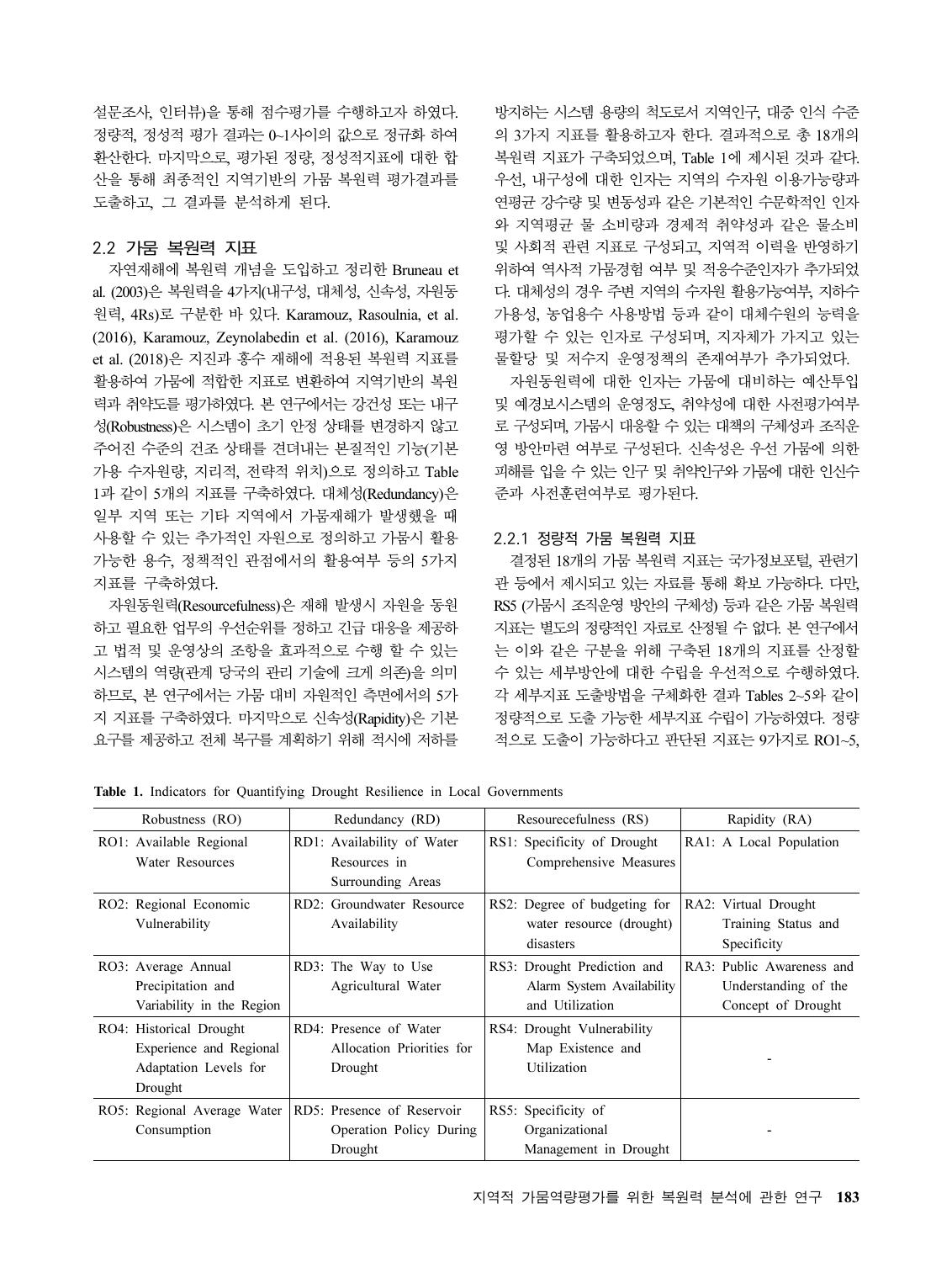설문조사, 인터뷰)을 통해 점수평가를 수행하고자 하였다. 정량적, 정성적 평가 결과는 0~1사이의 값으로 정규화 하여 환산한다. 마지막으로, 평가된 정량, 정성적지표에 대한 합산을 통해 최종적인 지역기반의 가뭄 복원력 평가결과를 도출하고, 그 결과를 분석하게 된다.

## 2.2 가뭄 복원력 지표

자연재해에 복원력 개념을 도입하고 정리한 Bruneau et al. (2003)은 복원력을 4가지(내구성, 대체성, 신속성, 자원동원력, 4Rs)로 구분한 바 있다. Karamouz, Rasoulnia, et al. (2016), Karamouz, Zeynolabedin et al. (2016), Karamouz et al. (2018)은 지진과 홍수 재해에 적용된 복원력 지표를 활용하여 가뭄에 적합한 지표로 변환하여 지역기반의 복원력과 취약도를 평가하였다. 본 연구에서는 강건성 또는 내구성(Robustness)은 시스템이 초기 안정 상태를 변경하지 않고 주어진 수준의 건조 상태를 견뎌내는 본질적인 기능(기본 가용 수자원량, 지리적, 전략적 위치)으로 정의하고 Table 1과 같이 5개의 지표를 구축하였다. 대체성(Redundancy)은 일부 지역 또는 기타 지역에서 가뭄재해가 발생했을 때 사용할 수 있는 추가적인 자원으로 정의하고 가뭄시 활용가능한 용수, 정책적인 관점에서의 활용여부 등의 5가지 지표를 구축하였다.

자원동원력(Resourcefulness)은 재해 발생시 자원을 동원하고 필요한 업무의 우선순위를 정하고 긴급 대응을 제공하고 법적 및 운영상의 조항을 효과적으로 수행 할 수 있는 시스템의 역량(관계 당국의 관리 기술에 크게 의존)을 의미하므로, 본 연구에서는 가뭄 대비 자원적인 측면에서의 5가지 지표를 구축하였다. 마지막으로 신속성(Rapidity)은 기본 요구를 제공하고 전체 복구를 계획하기 위해 적시에 저하를 방지하는 시스템 용량의 척도로서 지역인구, 대중 인식 수준의 3가지 지표를 활용하고자 한다. 결과적으로 총 18개의 복원력 지표가 구축되었으며, Table 1에 제시된 것과 같다. 우선, 내구성에 대한 인자는 지역의 수자원 이용가능량과 연평균 강수량 및 변동성과 같은 기본적인 수문학적인 인자와 지역평균 물 소비량과 경제적 취약성과 같은 물소비 및 사회적 관련 지표로 구성되고, 지역적 이력을 반영하기 위하여 역사적 가뭄경험 여부 및 적응수준인자가 추가되었다. 대체성의 경우 주변 지역의 수자원 활용가능여부, 지하수 가용성, 농업용수 사용방법 등과 같이 대체수원의 능력을 평가할 수 있는 인자로 구성되며, 지자체가 가지고 있는 물할당 및 저수지 운영정책의 존재여부가 추가되었다.

자원동원력에 대한 인자는 가뭄에 대비하는 예산투입 및 예경보시스템의 운영정도, 취약성에 대한 사전평가여부로 구성되며, 가뭄시 대응할 수 있는 대책의 구체성과 조직운영 방안마련 여부로 구성된다. 신속성은 우선 가뭄에 의한 피해를 입을 수 있는 인구 및 취약인구와 가뭄에 대한 인신수준과 사전훈련여부로 평가된다.

### 2.2.1 정량적 가뭄 복원력 지표

결정된 18개의 가뭄 복원력 지표는 국가정보포털, 관련기관 등에서 제시되고 있는 자료를 통해 확보 가능하다. 다만, RS5 (가뭄시 조직운영 방안의 구체성) 등과 같은 가뭄 복원력 지표는 별도의 정량적인 자료로 산정될 수 없다. 본 연구에서는 이와 같은 구분을 위해 구축된 18개의 지표를 산정할 수 있는 세부방안에 대한 수립을 우선적으로 수행하였다. 각 세부지표 도출방법을 구체화한 결과 Tables 2~5와 같이 정량적으로 도출 가능한 세부지표 수립이 가능하였다. 정량적으로 도출이 가능하다고 판단된 지표는 9가지로 RO1~5,

**Table 1.** Indicators for Quantifying Drought Resilience in Local Governments

| Robustness (RO) | Redundancy (RD) | Resourcefulness (RS) | Rapidity (RA) |
|---|---|---|---|
| RO1: Available Regional Water Resources | RD1: Availability of Water Resources in Surrounding Areas | RS1: Specificity of Drought Comprehensive Measures | RA1: A Local Population |
| RO2: Regional Economic Vulnerability | RD2: Groundwater Resource Availability | RS2: Degree of budgeting for water resource (drought) disasters | RA2: Virtual Drought Training Status and Specificity |
| RO3: Average Annual Precipitation and Variability in the Region | RD3: The Way to Use Agricultural Water | RS3: Drought Prediction and Alarm System Availability and Utilization | RA3: Public Awareness and Understanding of the Concept of Drought |
| RO4: Historical Drought Experience and Regional Adaptation Levels for Drought | RD4: Presence of Water Allocation Priorities for Drought | RS4: Drought Vulnerability Map Existence and Utilization | - |
| RO5: Regional Average Water Consumption | RD5: Presence of Reservoir Operation Policy During Drought | RS5: Specificity of Organizational Management in Drought | - |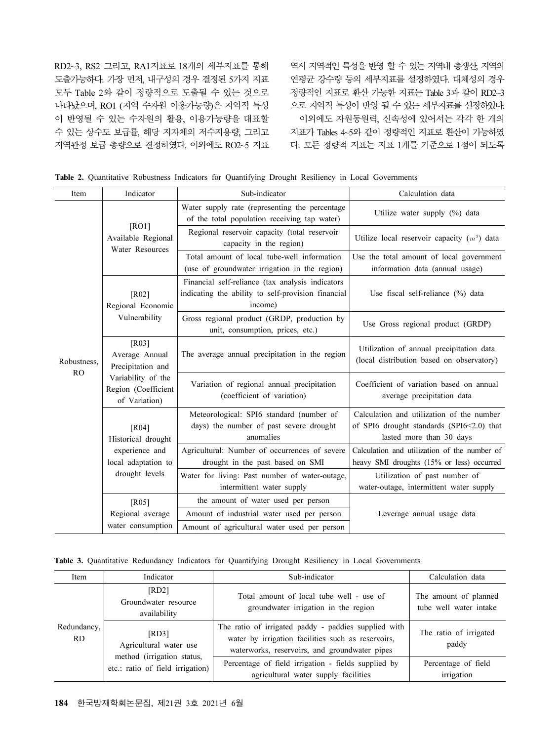RD2~3, RS2 그리고, RA1지표로 18개의 세부지표를 통해 도출가능하다. 가장 먼저, 내구성의 경우 결정된 5가지 지표 모두 Table 2와 같이 정량적으로 도출될 수 있는 것으로 나타났으며, RO1 (지역 수자원 이용가능량)은 지역적 특성이 반영될 수 있는 수자원의 활용, 이용가능량을 대표할 수 있는 상수도 보급률, 해당 지자체의 저수지용량, 그리고 지역관정 보급 총량으로 결정하였다. 이외에도 RO2~5 지표 역시 지역적인 특성을 반영 할 수 있는 지역내 총생산, 지역의 연평균 강수량 등의 세부지표를 설정하였다. 대체성의 경우 정량적인 지표로 환산 가능한 지표는 Table 3과 같이 RD2~3으로 지역적 특성이 반영 될 수 있는 세부지표를 선정하였다.

이외에도 자원동원력, 신속성에 있어서는 각각 한 개의 지표가 Tables 4~5와 같이 정량적인 지표로 환산이 가능하였다. 모든 정량적 지표는 지표 1개를 기준으로 1점이 되도록

**Table 2.** Quantitative Robustness Indicators for Quantifying Drought Resiliency in Local Governments

| Item | Indicator | Sub-indicator | Calculation data |
|---|---|---|---|
| Robustness, RO | [RO1] Available Regional Water Resources | Water supply rate (representing the percentage of the total population receiving tap water) | Utilize water supply (%) data |
| | | Regional reservoir capacity (total reservoir capacity in the region) | Utilize local reservoir capacity ($m^3$) data |
| | | Total amount of local tube-well information (use of groundwater irrigation in the region) | Use the total amount of local government information data (annual usage) |
| | [R02] Regional Economic Vulnerability | Financial self-reliance (tax analysis indicators indicating the ability to self-provision financial income) | Use fiscal self-reliance (%) data |
| | | Gross regional product (GRDP, production by unit, consumption, prices, etc.) | Use Gross regional product (GRDP) |
| | [R03] Average Annual Precipitation and Variability of the Region (Coefficient of Variation) | The average annual precipitation in the region | Utilization of annual precipitation data (local distribution based on observatory) |
| | | Variation of regional annual precipitation (coefficient of variation) | Coefficient of variation based on annual average precipitation data |
| | [R04] Historical drought experience and local adaptation to drought levels | Meteorological: SPI6 standard (number of days) the number of past severe drought anomalies | Calculation and utilization of the number of SPI6 drought standards (SPI6<2.0) that lasted more than 30 days |
| | | Agricultural: Number of occurrences of severe drought in the past based on SMI | Calculation and utilization of the number of heavy SMI droughts (15% or less) occurred |
| | | Water for living: Past number of water-outage, intermittent water supply | Utilization of past number of water-outage, intermittent water supply |
| | [R05] Regional average water consumption | the amount of water used per person | Leverage annual usage data |
| | | Amount of industrial water used per person | |
| | | Amount of agricultural water used per person | |

**Table 3.** Quantitative Redundancy Indicators for Quantifying Drought Resiliency in Local Governments

| Item | Indicator | Sub-indicator | Calculation data |
|---|---|---|---|
| Redundancy, RD | [RD2] Groundwater resource availability | Total amount of local tube well - use of groundwater irrigation in the region | The amount of planned tube well water intake |
| | [RD3] Agricultural water use method (irrigation status, etc.: ratio of field irrigation) | The ratio of irrigated paddy - paddies supplied with water by irrigation facilities such as reservoirs, waterworks, reservoirs, and groundwater pipes | The ratio of irrigated paddy |
| | | Percentage of field irrigation - fields supplied by agricultural water supply facilities | Percentage of field irrigation |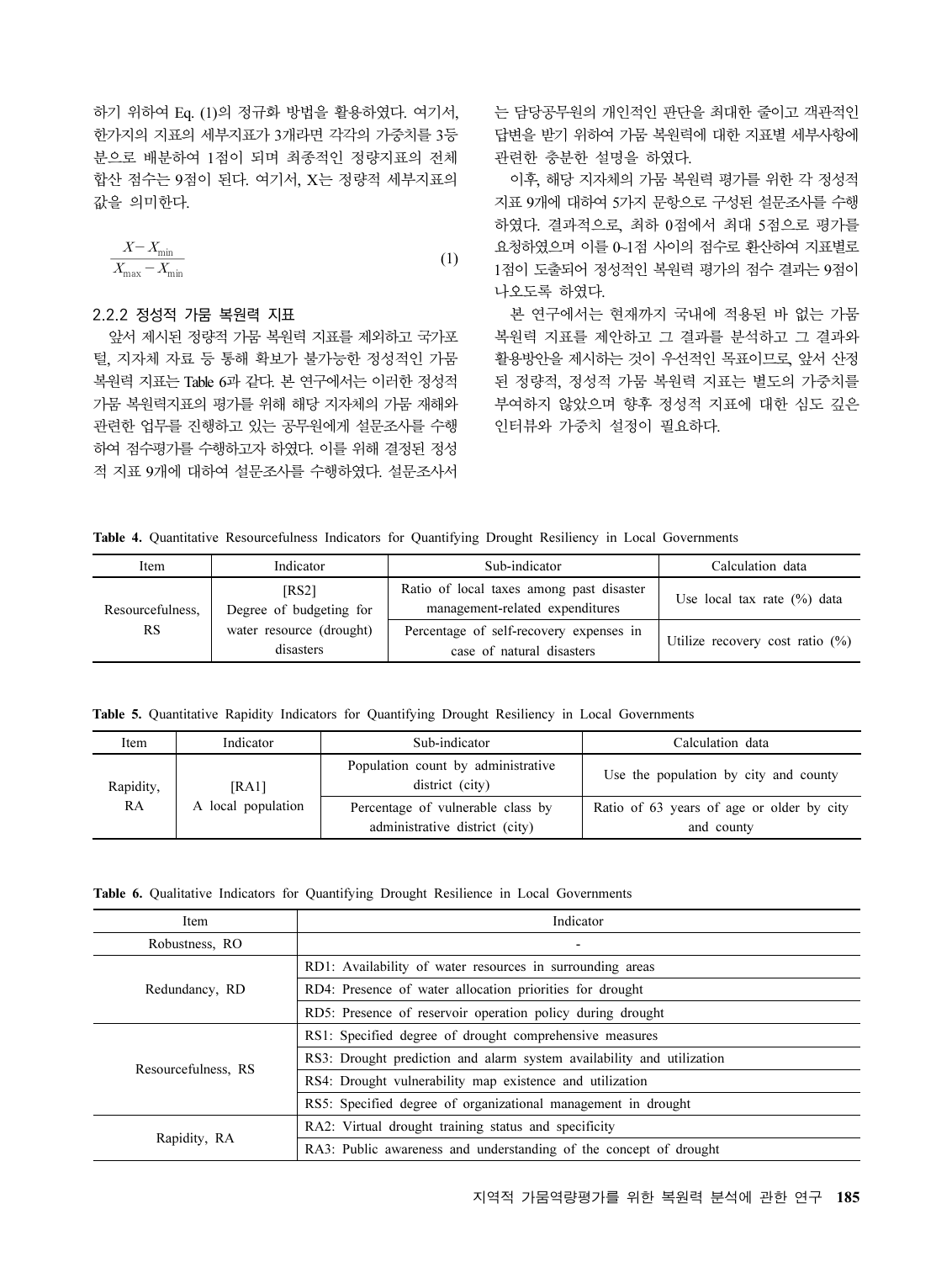하기 위하여 Eq. (1)의 정규화 방법을 활용하였다. 여기서, 한가지의 지표의 세부지표가 3개라면 각각의 가중치를 3등분으로 배분하여 1점이 되며 최종적인 정량지표의 전체 합산 점수는 9점이 된다. 여기서, X는 정량적 세부지표의 값을 의미한다.

$$\frac{X - X_{\min}}{X_{\max} - X_{\min}} \tag{1}$$

### 2.2.2 정성적 가뭄 복원력 지표

앞서 제시된 정량적 가뭄 복원력 지표를 제외하고 국가포털, 지자체 자료 등 통해 확보가 불가능한 정성적인 가뭄 복원력 지표는 Table 6과 같다. 본 연구에서는 이러한 정성적 가뭄 복원력지표의 평가를 위해 해당 지자체의 가뭄 재해와 관련한 업무를 진행하고 있는 공무원에게 설문조사를 수행하여 점수평가를 수행하고자 하였다. 이를 위해 결정된 정성적 지표 9개에 대하여 설문조사를 수행하였다. 설문조사서는 담당공무원의 개인적인 판단을 최대한 줄이고 객관적인 답변을 받기 위하여 가뭄 복원력에 대한 지표별 세부사항에 관련한 충분한 설명을 하였다.

이후, 해당 지자체의 가뭄 복원력 평가를 위한 각 정성적 지표 9개에 대하여 5가지 문항으로 구성된 설문조사를 수행하였다. 결과적으로, 최하 0점에서 최대 5점으로 평가를 요청하였으며 이를 0~1점 사이의 점수로 환산하여 지표별로 1점이 도출되어 정성적인 복원력 평가의 점수 결과는 9점이 나오도록 하였다.

본 연구에서는 현재까지 국내에 적용된 바 없는 가뭄 복원력 지표를 제안하고 그 결과를 분석하고 그 결과와 활용방안을 제시하는 것이 우선적인 목표이므로, 앞서 산정된 정량적, 정성적 가뭄 복원력 지표는 별도의 가중치를 부여하지 않았으며 향후 정성적 지표에 대한 심도 깊은 인터뷰와 가중치 설정이 필요하다.

**Table 4.** Quantitative Resourcefulness Indicators for Quantifying Drought Resiliency in Local Governments

| Item | Indicator | Sub-indicator | Calculation data |
|---|---|---|---|
| Resourcefulness, RS | [RS2] Degree of budgeting for water resource (drought) disasters | Ratio of local taxes among past disaster management-related expenditures | Use local tax rate (%) data |
| | | Percentage of self-recovery expenses in case of natural disasters | Utilize recovery cost ratio (%) |

**Table 5.** Quantitative Rapidity Indicators for Quantifying Drought Resiliency in Local Governments

| Item | Indicator | Sub-indicator | Calculation data |
|---|---|---|---|
| Rapidity, RA | [RA1] A local population | Population count by administrative district (city) | Use the population by city and county |
| | | Percentage of vulnerable class by administrative district (city) | Ratio of 63 years of age or older by city and county |

**Table 6.** Qualitative Indicators for Quantifying Drought Resilience in Local Governments

| Item | Indicator |
|---|---|
| Robustness, RO | - |
| Redundancy, RD | RD1: Availability of water resources in surrounding areas |
| | RD4: Presence of water allocation priorities for drought |
| | RD5: Presence of reservoir operation policy during drought |
| Resourcefulness, RS | RS1: Specified degree of drought comprehensive measures |
| | RS3: Drought prediction and alarm system availability and utilization |
| | RS4: Drought vulnerability map existence and utilization |
| | RS5: Specified degree of organizational management in drought |
| Rapidity, RA | RA2: Virtual drought training status and specificity |
| | RA3: Public awareness and understanding of the concept of drought |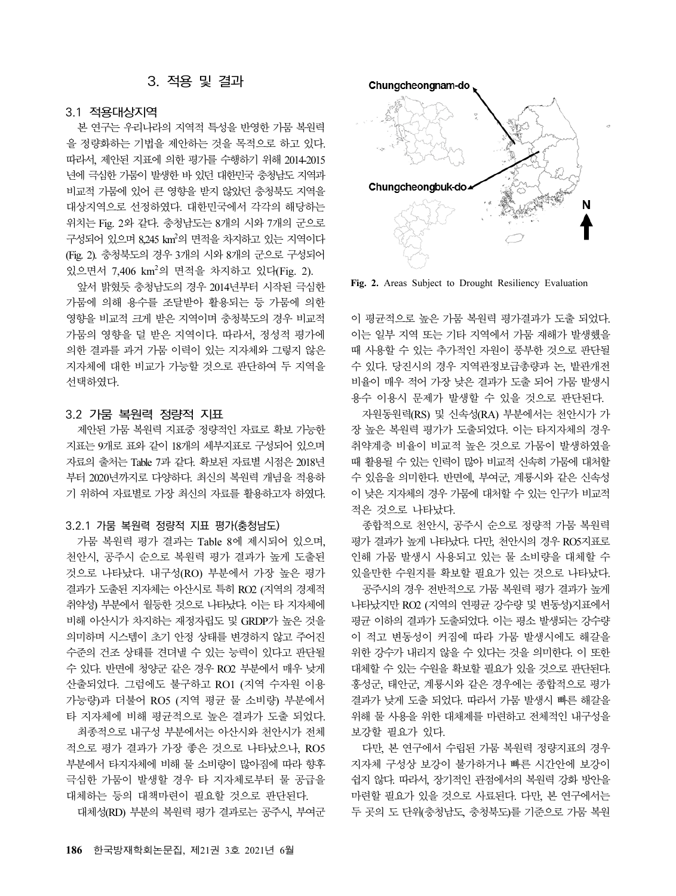## 3. 적용 및 결과

### 3.1 적용대상지역

본 연구는 우리나라의 지역적 특성을 반영한 가뭄 복원력을 정량화하는 기법을 제안하는 것을 목적으로 하고 있다. 따라서, 제안된 지표에 의한 평가를 수행하기 위해 2014-2015년에 극심한 가뭄이 발생한 바 있던 대한민국 충청남도 지역과 비교적 가뭄에 있어 큰 영향을 받지 않았던 충청북도 지역을 대상지역으로 선정하였다. 대한민국에서 각각의 해당하는 위치는 Fig. 2와 같다. 충청남도는 8개의 시와 7개의 군으로 구성되어 있으며 8,245 km$^2$의 면적을 차지하고 있는 지역이다(Fig. 2). 충청북도의 경우 3개의 시와 8개의 군으로 구성되어 있으면서 7,406 km$^2$의 면적을 차지하고 있다(Fig. 2).

앞서 밝혔듯 충청남도의 경우 2014년부터 시작된 극심한 가뭄에 의해 용수를 조달받아 활용되는 등 가뭄에 의한 영향을 비교적 크게 받은 지역이며 충청북도의 경우 비교적 가뭄의 영향을 덜 받은 지역이다. 따라서, 정성적 평가에 의한 결과를 과거 가뭄 이력이 있는 지자체와 그렇지 않은 지자체에 대한 비교가 가능할 것으로 판단하여 두 지역을 선택하였다.

Fig. 2. Areas Subject to Drought Resiliency Evaluation

### 3.2 가뭄 복원력 정량적 지표

제안된 가뭄 복원력 지표중 정량적인 자료로 확보 가능한 지표는 9개로 표와 같이 18개의 세부지표로 구성되어 있으며 자료의 출처는 Table 7과 같다. 확보된 자료별 시점은 2018년부터 2020년까지로 다양하다. 최신의 복원력 개념을 적용하기 위하여 자료별로 가장 최신의 자료를 활용하고자 하였다.

#### 3.2.1 가뭄 복원력 정량적 지표 평가(충청남도)

가뭄 복원력 평가 결과는 Table 8에 제시되어 있으며, 천안시, 공주시 순으로 복원력 평가 결과가 높게 도출된 것으로 나타났다. 내구성(RO) 부분에서 가장 높은 평가 결과가 도출된 지자체는 아산시로 특히 RO2 (지역의 경제적 취약성) 부분에서 월등한 것으로 나타났다. 이는 타 지자체에 비해 아산시가 차지하는 재정자립도 및 GRDP가 높은 것을 의미하며 시스템이 초기 안정 상태를 변경하지 않고 주어진 수준의 건조 상태를 견뎌낼 수 있는 능력이 있다고 판단될 수 있다. 반면에 청양군 같은 경우 RO2 부분에서 매우 낮게 산출되었다. 그럼에도 불구하고 RO1 (지역 수자원 이용 가능량)과 더불어 RO5 (지역 평균 물 소비량) 부분에서 타 지자체에 비해 평균적으로 높은 결과가 도출 되었다.

최종적으로 내구성 부분에서는 아산시와 천안시가 전체적으로 평가 결과가 가장 좋은 것으로 나타났으나, RO5 부분에서 타지자체에 비해 물 소비량이 많아짐에 따라 향후 극심한 가뭄이 발생할 경우 타 지자체로부터 물 공급을 대체하는 등의 대책마련이 필요할 것으로 판단된다.

대체성(RD) 부분의 복원력 평가 결과로는 공주시, 부여군이 평균적으로 높은 가뭄 복원력 평가결과가 도출 되었다. 이는 일부 지역 또는 기타 지역에서 가뭄 재해가 발생했을 때 사용할 수 있는 추가적인 자원이 풍부한 것으로 판단될 수 있다. 당진시의 경우 지역관정보급총량과 논, 밭관개전 비율이 매우 적어 가장 낮은 결과가 도출 되어 가뭄 발생시 용수 이용시 문제가 발생할 수 있을 것으로 판단된다.

자원동원력(RS) 및 신속성(RA) 부분에서는 천안시가 가장 높은 복원력 평가가 도출되었다. 이는 타지자체의 경우 취약계층 비율이 비교적 높은 것으로 가뭄이 발생하였을 때 활용될 수 있는 인력이 많아 비교적 신속히 가뭄에 대처할 수 있음을 의미한다. 반면에, 부여군, 계룡시와 같은 신속성이 낮은 지자체의 경우 가뭄에 대처할 수 있는 인구가 비교적 적은 것으로 나타났다.

종합적으로 천안시, 공주시 순으로 정량적 가뭄 복원력 평가 결과가 높게 나타났다. 다만, 천안시의 경우 RO5지표로 인해 가뭄 발생시 사용되고 있는 물 소비량을 대체할 수 있을만한 수원지를 확보할 필요가 있는 것으로 나타났다.

공주시의 경우 전반적으로 가뭄 복원력 평가 결과가 높게 나타났지만 RO2 (지역의 연평균 강수량 및 변동성)지표에서 평균 이하의 결과가 도출되었다. 이는 평소 발생되는 강수량이 적고 변동성이 커짐에 따라 가뭄 발생시에도 해갈을 위한 강수가 내리지 않을 수 있다는 것을 의미한다. 이 또한 대체할 수 있는 수원을 확보할 필요가 있을 것으로 판단된다. 홍성군, 태안군, 계룡시와 같은 경우에는 종합적으로 평가 결과가 낮게 도출 되었다. 따라서 가뭄 발생시 빠른 해갈을 위해 물 사용을 위한 대체제를 마련하고 전체적인 내구성을 보강할 필요가 있다.

다만, 본 연구에서 수립된 가뭄 복원력 정량지표의 경우 지자체 구성상 보강이 불가하거나 빠른 시간안에 보강이 쉽지 않다. 따라서, 장기적인 관점에서의 복원력 강화 방안을 마련할 필요가 있을 것으로 사료된다. 다만, 본 연구에서는 두 곳의 도 단위(충청남도, 충청북도)를 기준으로 가뭄 복원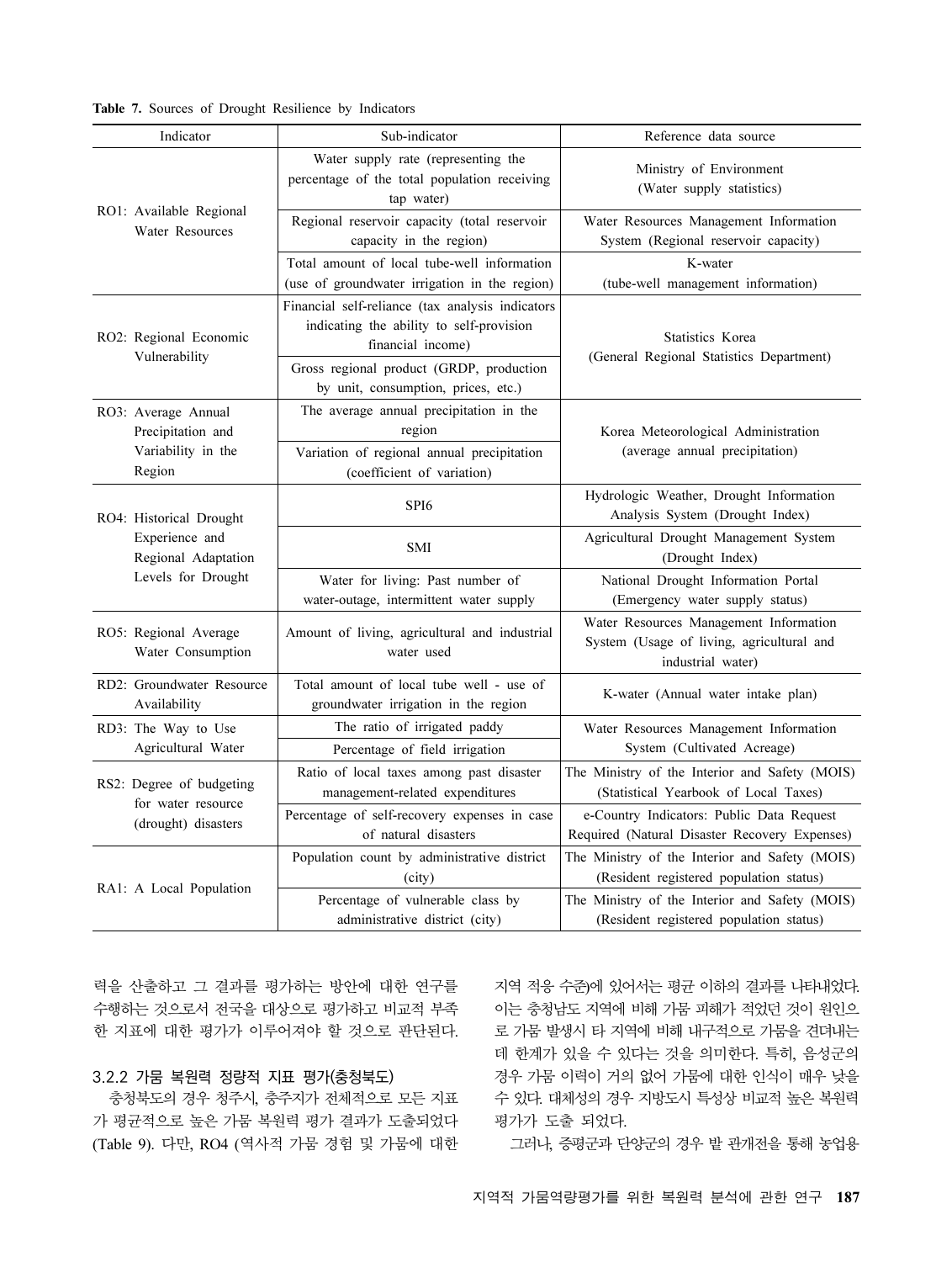**Table 7.** Sources of Drought Resilience by Indicators

| Indicator | Sub-indicator | Reference data source |
|---|---|---|
| RO1: Available Regional Water Resources | Water supply rate (representing the percentage of the total population receiving tap water) | Ministry of Environment (Water supply statistics) |
| | Regional reservoir capacity (total reservoir capacity in the region) | Water Resources Management Information System (Regional reservoir capacity) |
| | Total amount of local tube-well information (use of groundwater irrigation in the region) | K-water (tube-well management information) |
| RO2: Regional Economic Vulnerability | Financial self-reliance (tax analysis indicators indicating the ability to self-provision financial income) | Statistics Korea (General Regional Statistics Department) |
| | Gross regional product (GRDP, production by unit, consumption, prices, etc.) | |
| RO3: Average Annual Precipitation and Variability in the Region | The average annual precipitation in the region | Korea Meteorological Administration (average annual precipitation) |
| | Variation of regional annual precipitation (coefficient of variation) | |
| RO4: Historical Drought Experience and Regional Adaptation Levels for Drought | SPI6 | Hydrologic Weather, Drought Information Analysis System (Drought Index) |
| | SMI | Agricultural Drought Management System (Drought Index) |
| | Water for living: Past number of water-outage, intermittent water supply | National Drought Information Portal (Emergency water supply status) |
| RO5: Regional Average Water Consumption | Amount of living, agricultural and industrial water used | Water Resources Management Information System (Usage of living, agricultural and industrial water) |
| RD2: Groundwater Resource Availability | Total amount of local tube well - use of groundwater irrigation in the region | K-water (Annual water intake plan) |
| RD3: The Way to Use Agricultural Water | The ratio of irrigated paddy | Water Resources Management Information System (Cultivated Acreage) |
| | Percentage of field irrigation | |
| RS2: Degree of budgeting for water resource (drought) disasters | Ratio of local taxes among past disaster management-related expenditures | The Ministry of the Interior and Safety (MOIS) (Statistical Yearbook of Local Taxes) |
| | Percentage of self-recovery expenses in case of natural disasters | e-Country Indicators: Public Data Request Required (Natural Disaster Recovery Expenses) |
| RA1: A Local Population | Population count by administrative district (city) | The Ministry of the Interior and Safety (MOIS) (Resident registered population status) |
| | Percentage of vulnerable class by administrative district (city) | The Ministry of the Interior and Safety (MOIS) (Resident registered population status) |

력을 산출하고 그 결과를 평가하는 방안에 대한 연구를 수행하는 것으로서 전국을 대상으로 평가하고 비교적 부족한 지표에 대한 평가가 이루어져야 할 것으로 판단된다.

### 3.2.2 가뭄 복원력 정량적 지표 평가(충청북도)

충청북도의 경우 청주시, 충주지가 전체적으로 모든 지표가 평균적으로 높은 가뭄 복원력 평가 결과가 도출되었다 (Table 9). 다만, RO4 (역사적 가뭄 경험 및 가뭄에 대한 지역 적응 수준)에 있어서는 평균 이하의 결과를 나타내었다. 이는 충청남도 지역에 비해 가뭄 피해가 적었던 것이 원인으로 가뭄 발생시 타 지역에 비해 내구적으로 가뭄을 견뎌내는데 한계가 있을 수 있다는 것을 의미한다. 특히, 음성군의 경우 가뭄 이력이 거의 없어 가뭄에 대한 인식이 매우 낮을 수 있다. 대체성의 경우 지방도시 특성상 비교적 높은 복원력 평가가 도출 되었다.

그러나, 증평군과 단양군의 경우 밭 관개전을 통해 농업용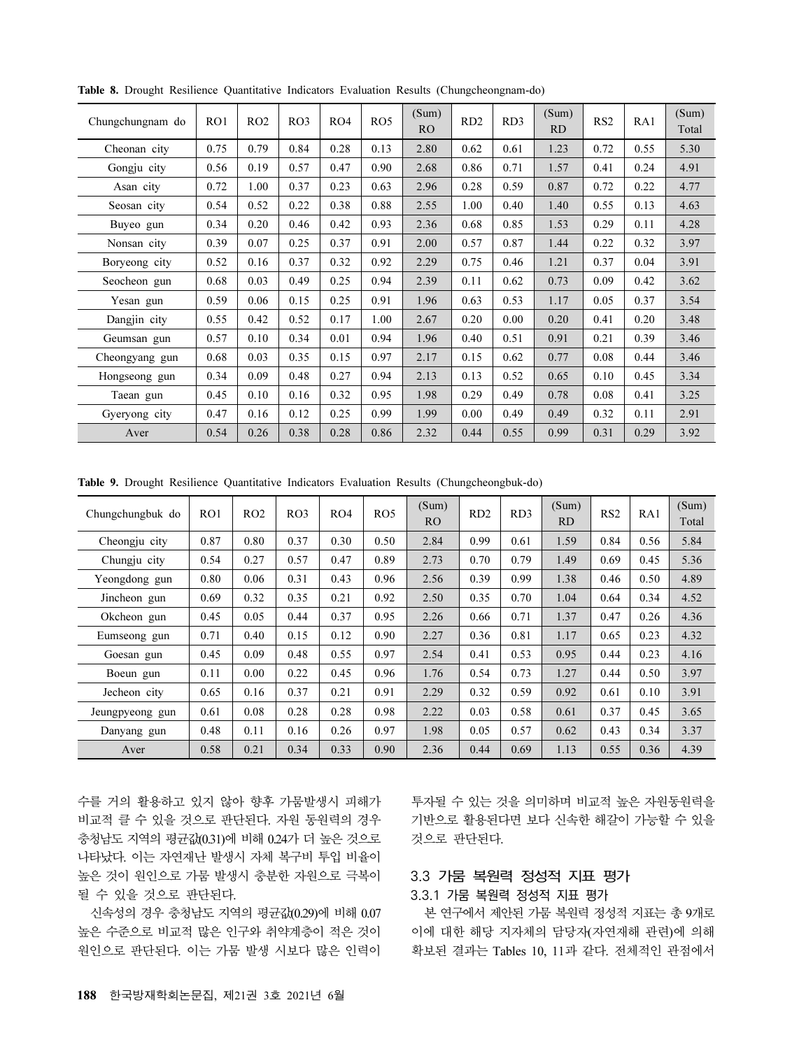**Table 8.** Drought Resilience Quantitative Indicators Evaluation Results (Chungcheongnam-do)

| Chungchungnam do | RO1 | RO2 | RO3 | RO4 | RO5 | (Sum) RO | RD2 | RD3 | (Sum) RD | RS2 | RA1 | (Sum) Total |
|---|---|---|---|---|---|---|---|---|---|---|---|---|
| Cheonan city | 0.75 | 0.79 | 0.84 | 0.28 | 0.13 | 2.80 | 0.62 | 0.61 | 1.23 | 0.72 | 0.55 | 5.30 |
| Gongju city | 0.56 | 0.19 | 0.57 | 0.47 | 0.90 | 2.68 | 0.86 | 0.71 | 1.57 | 0.41 | 0.24 | 4.91 |
| Asan city | 0.72 | 1.00 | 0.37 | 0.23 | 0.63 | 2.96 | 0.28 | 0.59 | 0.87 | 0.72 | 0.22 | 4.77 |
| Seosan city | 0.54 | 0.52 | 0.22 | 0.38 | 0.88 | 2.55 | 1.00 | 0.40 | 1.40 | 0.55 | 0.13 | 4.63 |
| Buyeo gun | 0.34 | 0.20 | 0.46 | 0.42 | 0.93 | 2.36 | 0.68 | 0.85 | 1.53 | 0.29 | 0.11 | 4.28 |
| Nonsan city | 0.39 | 0.07 | 0.25 | 0.37 | 0.91 | 2.00 | 0.57 | 0.87 | 1.44 | 0.22 | 0.32 | 3.97 |
| Boryeong city | 0.52 | 0.16 | 0.37 | 0.32 | 0.92 | 2.29 | 0.75 | 0.46 | 1.21 | 0.37 | 0.04 | 3.91 |
| Seocheon gun | 0.68 | 0.03 | 0.49 | 0.25 | 0.94 | 2.39 | 0.11 | 0.62 | 0.73 | 0.09 | 0.42 | 3.62 |
| Yesan gun | 0.59 | 0.06 | 0.15 | 0.25 | 0.91 | 1.96 | 0.63 | 0.53 | 1.17 | 0.05 | 0.37 | 3.54 |
| Dangjin city | 0.55 | 0.42 | 0.52 | 0.17 | 1.00 | 2.67 | 0.20 | 0.00 | 0.20 | 0.41 | 0.20 | 3.48 |
| Geumsan gun | 0.57 | 0.10 | 0.34 | 0.01 | 0.94 | 1.96 | 0.40 | 0.51 | 0.91 | 0.21 | 0.39 | 3.46 |
| Cheongyang gun | 0.68 | 0.03 | 0.35 | 0.15 | 0.97 | 2.17 | 0.15 | 0.62 | 0.77 | 0.08 | 0.44 | 3.46 |
| Hongseong gun | 0.34 | 0.09 | 0.48 | 0.27 | 0.94 | 2.13 | 0.13 | 0.52 | 0.65 | 0.10 | 0.45 | 3.34 |
| Taean gun | 0.45 | 0.10 | 0.16 | 0.32 | 0.95 | 1.98 | 0.29 | 0.49 | 0.78 | 0.08 | 0.41 | 3.25 |
| Gyeryong city | 0.47 | 0.16 | 0.12 | 0.25 | 0.99 | 1.99 | 0.00 | 0.49 | 0.49 | 0.32 | 0.11 | 2.91 |
| Aver | 0.54 | 0.26 | 0.38 | 0.28 | 0.86 | 2.32 | 0.44 | 0.55 | 0.99 | 0.31 | 0.29 | 3.92 |

**Table 9.** Drought Resilience Quantitative Indicators Evaluation Results (Chungcheongbuk-do)

| Chungchungbuk do | RO1 | RO2 | RO3 | RO4 | RO5 | (Sum) RO | RD2 | RD3 | (Sum) RD | RS2 | RA1 | (Sum) Total |
|---|---|---|---|---|---|---|---|---|---|---|---|---|
| Cheongju city | 0.87 | 0.80 | 0.37 | 0.30 | 0.50 | 2.84 | 0.99 | 0.61 | 1.59 | 0.84 | 0.56 | 5.84 |
| Chungju city | 0.54 | 0.27 | 0.57 | 0.47 | 0.89 | 2.73 | 0.70 | 0.79 | 1.49 | 0.69 | 0.45 | 5.36 |
| Yeongdong gun | 0.80 | 0.06 | 0.31 | 0.43 | 0.96 | 2.56 | 0.39 | 0.99 | 1.38 | 0.46 | 0.50 | 4.89 |
| Jincheon gun | 0.69 | 0.32 | 0.35 | 0.21 | 0.92 | 2.50 | 0.35 | 0.70 | 1.04 | 0.64 | 0.34 | 4.52 |
| Okcheon gun | 0.45 | 0.05 | 0.44 | 0.37 | 0.95 | 2.26 | 0.66 | 0.71 | 1.37 | 0.47 | 0.26 | 4.36 |
| Eumseong gun | 0.71 | 0.40 | 0.15 | 0.12 | 0.90 | 2.27 | 0.36 | 0.81 | 1.17 | 0.65 | 0.23 | 4.32 |
| Goesan gun | 0.45 | 0.09 | 0.48 | 0.55 | 0.97 | 2.54 | 0.41 | 0.53 | 0.95 | 0.44 | 0.23 | 4.16 |
| Boeun gun | 0.11 | 0.00 | 0.22 | 0.45 | 0.96 | 1.76 | 0.54 | 0.73 | 1.27 | 0.44 | 0.50 | 3.97 |
| Jecheon city | 0.65 | 0.16 | 0.37 | 0.21 | 0.91 | 2.29 | 0.32 | 0.59 | 0.92 | 0.61 | 0.10 | 3.91 |
| Jeungpyeong gun | 0.61 | 0.08 | 0.28 | 0.28 | 0.98 | 2.22 | 0.03 | 0.58 | 0.61 | 0.37 | 0.45 | 3.65 |
| Danyang gun | 0.48 | 0.11 | 0.16 | 0.26 | 0.97 | 1.98 | 0.05 | 0.57 | 0.62 | 0.43 | 0.34 | 3.37 |
| Aver | 0.58 | 0.21 | 0.34 | 0.33 | 0.90 | 2.36 | 0.44 | 0.69 | 1.13 | 0.55 | 0.36 | 4.39 |

수를 거의 활용하고 있지 않아 향후 가뭄발생시 피해가 비교적 클 수 있을 것으로 판단된다. 자원 동원력의 경우 충청남도 지역의 평균값(0.31)에 비해 0.24가 더 높은 것으로 나타났다. 이는 자연재난 발생시 자체 복구비 투입 비율이 높은 것이 원인으로 가뭄 발생시 충분한 자원으로 극복이 될 수 있을 것으로 판단된다.

신속성의 경우 충청남도 지역의 평균값(0.29)에 비해 0.07 높은 수준으로 비교적 많은 인구와 취약계층이 적은 것이 원인으로 판단된다. 이는 가뭄 발생 시보다 많은 인력이 투자될 수 있는 것을 의미하며 비교적 높은 자원동원력을 기반으로 활용된다면 보다 신속한 해갈이 가능할 수 있을 것으로 판단된다.

### 3.3 가뭄 복원력 정성적 지표 평가

#### 3.3.1 가뭄 복원력 정성적 지표 평가

본 연구에서 제안된 가뭄 복원력 정성적 지표는 총 9개로 이에 대한 해당 지자체의 담당자(자연재해 관련)에 의해 확보된 결과는 Tables 10, 11과 같다. 전체적인 관점에서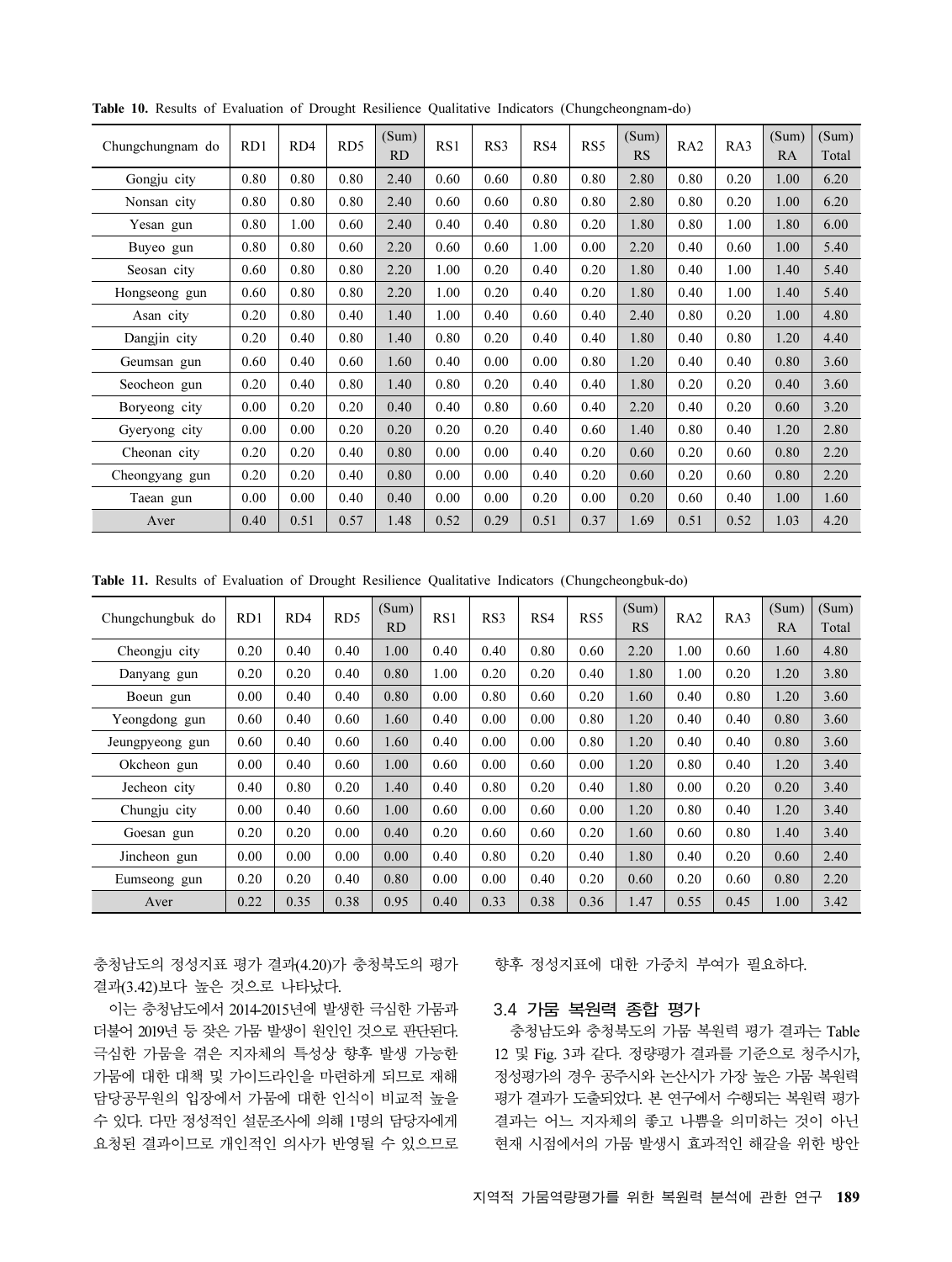**Table 10.** Results of Evaluation of Drought Resilience Qualitative Indicators (Chungcheongnam-do)

| Chungchungnam do | RD1 | RD4 | RD5 | (Sum) RD | RS1 | RS3 | RS4 | RS5 | (Sum) RS | RA2 | RA3 | (Sum) RA | (Sum) Total |
|---|---|---|---|---|---|---|---|---|---|---|---|---|---|
| Gongju city | 0.80 | 0.80 | 0.80 | 2.40 | 0.60 | 0.60 | 0.80 | 0.80 | 2.80 | 0.80 | 0.20 | 1.00 | 6.20 |
| Nonsan city | 0.80 | 0.80 | 0.80 | 2.40 | 0.60 | 0.60 | 0.80 | 0.80 | 2.80 | 0.80 | 0.20 | 1.00 | 6.20 |
| Yesan gun | 0.80 | 1.00 | 0.60 | 2.40 | 0.40 | 0.40 | 0.80 | 0.20 | 1.80 | 0.80 | 1.00 | 1.80 | 6.00 |
| Buyeo gun | 0.80 | 0.80 | 0.60 | 2.20 | 0.60 | 0.60 | 1.00 | 0.00 | 2.20 | 0.40 | 0.60 | 1.00 | 5.40 |
| Seosan city | 0.60 | 0.80 | 0.80 | 2.20 | 1.00 | 0.20 | 0.40 | 0.20 | 1.80 | 0.40 | 1.00 | 1.40 | 5.40 |
| Hongseong gun | 0.60 | 0.80 | 0.80 | 2.20 | 1.00 | 0.20 | 0.40 | 0.20 | 1.80 | 0.40 | 1.00 | 1.40 | 5.40 |
| Asan city | 0.20 | 0.80 | 0.40 | 1.40 | 1.00 | 0.40 | 0.60 | 0.40 | 2.40 | 0.80 | 0.20 | 1.00 | 4.80 |
| Dangjin city | 0.20 | 0.40 | 0.80 | 1.40 | 0.80 | 0.20 | 0.40 | 0.40 | 1.80 | 0.40 | 0.80 | 1.20 | 4.40 |
| Geumsan gun | 0.60 | 0.40 | 0.60 | 1.60 | 0.40 | 0.00 | 0.00 | 0.80 | 1.20 | 0.40 | 0.40 | 0.80 | 3.60 |
| Seocheon gun | 0.20 | 0.40 | 0.80 | 1.40 | 0.80 | 0.20 | 0.40 | 0.40 | 1.80 | 0.20 | 0.20 | 0.40 | 3.60 |
| Boryeong city | 0.00 | 0.20 | 0.20 | 0.40 | 0.40 | 0.80 | 0.60 | 0.40 | 2.20 | 0.40 | 0.20 | 0.60 | 3.20 |
| Gyeryong city | 0.00 | 0.00 | 0.20 | 0.20 | 0.20 | 0.20 | 0.40 | 0.60 | 1.40 | 0.80 | 0.40 | 1.20 | 2.80 |
| Cheonan city | 0.20 | 0.20 | 0.40 | 0.80 | 0.00 | 0.00 | 0.40 | 0.20 | 0.60 | 0.20 | 0.60 | 0.80 | 2.20 |
| Cheongyang gun | 0.20 | 0.20 | 0.40 | 0.80 | 0.00 | 0.00 | 0.40 | 0.20 | 0.60 | 0.20 | 0.60 | 0.80 | 2.20 |
| Taean gun | 0.00 | 0.00 | 0.40 | 0.40 | 0.00 | 0.00 | 0.20 | 0.00 | 0.20 | 0.60 | 0.40 | 1.00 | 1.60 |
| Aver | 0.40 | 0.51 | 0.57 | 1.48 | 0.52 | 0.29 | 0.51 | 0.37 | 1.69 | 0.51 | 0.52 | 1.03 | 4.20 |

**Table 11.** Results of Evaluation of Drought Resilience Qualitative Indicators (Chungcheongbuk-do)

| Chungchungbuk do | RD1 | RD4 | RD5 | (Sum) RD | RS1 | RS3 | RS4 | RS5 | (Sum) RS | RA2 | RA3 | (Sum) RA | (Sum) Total |
|---|---|---|---|---|---|---|---|---|---|---|---|---|---|
| Cheongju city | 0.20 | 0.40 | 0.40 | 1.00 | 0.40 | 0.40 | 0.80 | 0.60 | 2.20 | 1.00 | 0.60 | 1.60 | 4.80 |
| Danyang gun | 0.20 | 0.20 | 0.40 | 0.80 | 1.00 | 0.20 | 0.20 | 0.40 | 1.80 | 1.00 | 0.20 | 1.20 | 3.80 |
| Boeun gun | 0.00 | 0.40 | 0.40 | 0.80 | 0.00 | 0.80 | 0.60 | 0.20 | 1.60 | 0.40 | 0.80 | 1.20 | 3.60 |
| Yeongdong gun | 0.60 | 0.40 | 0.60 | 1.60 | 0.40 | 0.00 | 0.00 | 0.80 | 1.20 | 0.40 | 0.40 | 0.80 | 3.60 |
| Jeungpyeong gun | 0.60 | 0.40 | 0.60 | 1.60 | 0.40 | 0.00 | 0.00 | 0.80 | 1.20 | 0.40 | 0.40 | 0.80 | 3.60 |
| Okcheon gun | 0.00 | 0.40 | 0.60 | 1.00 | 0.60 | 0.00 | 0.60 | 0.00 | 1.20 | 0.80 | 0.40 | 1.20 | 3.40 |
| Jecheon city | 0.40 | 0.80 | 0.20 | 1.40 | 0.40 | 0.80 | 0.20 | 0.40 | 1.80 | 0.00 | 0.20 | 0.20 | 3.40 |
| Chungju city | 0.00 | 0.40 | 0.60 | 1.00 | 0.60 | 0.00 | 0.60 | 0.00 | 1.20 | 0.80 | 0.40 | 1.20 | 3.40 |
| Goesan gun | 0.20 | 0.20 | 0.00 | 0.40 | 0.20 | 0.60 | 0.60 | 0.20 | 1.60 | 0.60 | 0.80 | 1.40 | 3.40 |
| Jincheon gun | 0.00 | 0.00 | 0.00 | 0.00 | 0.40 | 0.80 | 0.20 | 0.40 | 1.80 | 0.40 | 0.20 | 0.60 | 2.40 |
| Eumseong gun | 0.20 | 0.20 | 0.40 | 0.80 | 0.00 | 0.00 | 0.40 | 0.20 | 0.60 | 0.20 | 0.60 | 0.80 | 2.20 |
| Aver | 0.22 | 0.35 | 0.38 | 0.95 | 0.40 | 0.33 | 0.38 | 0.36 | 1.47 | 0.55 | 0.45 | 1.00 | 3.42 |

충청남도의 정성지표 평가 결과(4.20)가 충청북도의 평가 결과(3.42)보다 높은 것으로 나타났다.

이는 충청남도에서 2014-2015년에 발생한 극심한 가뭄과 더불어 2019년 등 잦은 가뭄 발생이 원인인 것으로 판단된다. 극심한 가뭄을 겪은 지자체의 특성상 향후 발생 가능한 가뭄에 대한 대책 및 가이드라인을 마련하게 되므로 재해 담당공무원의 입장에서 가뭄에 대한 인식이 비교적 높을 수 있다. 다만 정성적인 설문조사에 의해 1명의 담당자에게 요청된 결과이므로 개인적인 의사가 반영될 수 있으므로 향후 정성지표에 대한 가중치 부여가 필요하다.

### 3.4 가뭄 복원력 종합 평가

충청남도와 충청북도의 가뭄 복원력 평가 결과는 Table 12 및 Fig. 3과 같다. 정량평가 결과를 기준으로 청주시가, 정성평가의 경우 공주시와 논산시가 가장 높은 가뭄 복원력 평가 결과가 도출되었다. 본 연구에서 수행되는 복원력 평가 결과는 어느 지자체의 좋고 나쁨을 의미하는 것이 아닌 현재 시점에서의 가뭄 발생시 효과적인 해갈을 위한 방안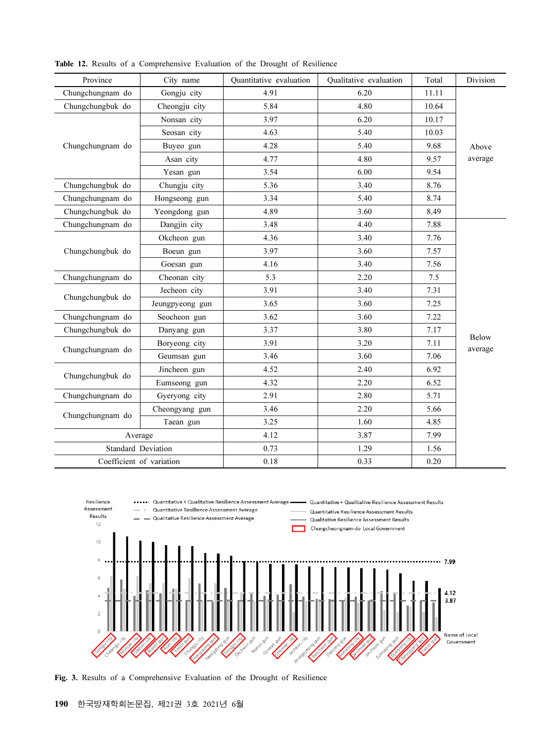**Table 12.** Results of a Comprehensive Evaluation of the Drought of Resilience

| Province | City name | Quantitative evaluation | Qualitative evaluation | Total | Division |
|---|---|---|---|---|---|
| Chungchungnam do | Gongju city | 4.91 | 6.20 | 11.11 | Above average |
| Chungchungbuk do | Cheongju city | 5.84 | 4.80 | 10.64 | |
| Chungchungnam do | Nonsan city | 3.97 | 6.20 | 10.17 | |
| | Seosan city | 4.63 | 5.40 | 10.03 | |
| | Buyeo gun | 4.28 | 5.40 | 9.68 | |
| | Asan city | 4.77 | 4.80 | 9.57 | |
| | Yesan gun | 3.54 | 6.00 | 9.54 | |
| Chungchungbuk do | Chungju city | 5.36 | 3.40 | 8.76 | |
| Chungchungnam do | Hongseong gun | 3.34 | 5.40 | 8.74 | |
| Chungchungbuk do | Yeongdong gun | 4.89 | 3.60 | 8.49 | |
| Chungchungnam do | Dangjin city | 3.48 | 4.40 | 7.88 | Below average |
| Chungchungbuk do | Okcheon gun | 4.36 | 3.40 | 7.76 | |
| | Boeun gun | 3.97 | 3.60 | 7.57 | |
| | Goesan gun | 4.16 | 3.40 | 7.56 | |
| Chungchungnam do | Cheonan city | 5.3 | 2.20 | 7.5 | |
| Chungchungbuk do | Jecheon city | 3.91 | 3.40 | 7.31 | |
| | Jeungpyeong gun | 3.65 | 3.60 | 7.25 | |
| Chungchungnam do | Seocheon gun | 3.62 | 3.60 | 7.22 | |
| Chungchungbuk do | Danyang gun | 3.37 | 3.80 | 7.17 | |
| Chungchungnam do | Boryeong city | 3.91 | 3.20 | 7.11 | |
| | Geumsan gun | 3.46 | 3.60 | 7.06 | |
| Chungchungbuk do | Jincheon gun | 4.52 | 2.40 | 6.92 | |
| | Eumseong gun | 4.32 | 2.20 | 6.52 | |
| Chungchungnam do | Gyeryong city | 2.91 | 2.80 | 5.71 | |
| Chungchungnam do | Cheongyang gun | 3.46 | 2.20 | 5.66 | |
| | Taean gun | 3.25 | 1.60 | 4.85 | |
| Average | | 4.12 | 3.87 | 7.99 | |
| Standard Deviation | | 0.73 | 1.29 | 1.56 | |
| Coefficient of variation | | 0.18 | 0.33 | 0.20 | |

**Fig. 3.** Results of a Comprehensive Evaluation of the Drought of Resilience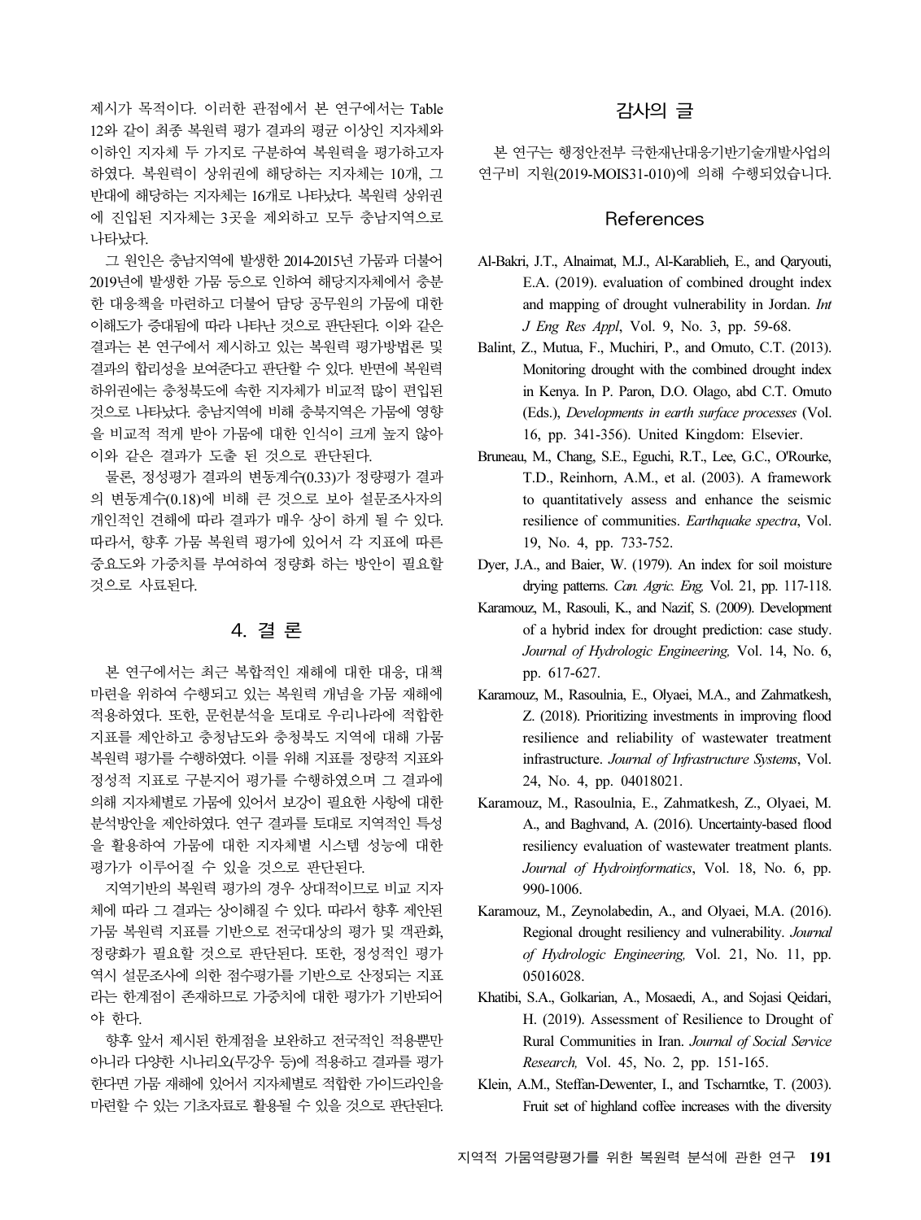제시가 목적이다. 이러한 관점에서 본 연구에서는 Table 12와 같이 최종 복원력 평가 결과의 평균 이상인 지자체와 이하인 지자체 두 가지로 구분하여 복원력을 평가하고자 하였다. 복원력이 상위권에 해당하는 지자체는 10개, 그 반대에 해당하는 지자체는 16개로 나타났다. 복원력 상위권에 진입된 지자체는 3곳을 제외하고 모두 충남지역으로 나타났다.

그 원인은 충남지역에 발생한 2014-2015년 가뭄과 더불어 2019년에 발생한 가뭄 등으로 인하여 해당지자체에서 충분한 대응책을 마련하고 더불어 담당 공무원의 가뭄에 대한 이해도가 증대됨에 따라 나타난 것으로 판단된다. 이와 같은 결과는 본 연구에서 제시하고 있는 복원력 평가방법론 및 결과의 합리성을 보여준다고 판단할 수 있다. 반면에 복원력 하위권에는 충청북도에 속한 지자체가 비교적 많이 편입된 것으로 나타났다. 충남지역에 비해 충북지역은 가뭄에 영향을 비교적 적게 받아 가뭄에 대한 인식이 크게 높지 않아 이와 같은 결과가 도출 된 것으로 판단된다.

물론, 정성평가 결과의 변동계수(0.33)가 정량평가 결과의 변동계수(0.18)에 비해 큰 것으로 보아 설문조사자의 개인적인 견해에 따라 결과가 매우 상이 하게 될 수 있다. 따라서, 향후 가뭄 복원력 평가에 있어서 각 지표에 따른 중요도와 가중치를 부여하여 정량화 하는 방안이 필요할 것으로 사료된다.

## 4. 결 론

본 연구에서는 최근 복합적인 재해에 대한 대응, 대책 마련을 위하여 수행되고 있는 복원력 개념을 가뭄 재해에 적용하였다. 또한, 문헌분석을 토대로 우리나라에 적합한 지표를 제안하고 충청남도와 충청북도 지역에 대해 가뭄 복원력 평가를 수행하였다. 이를 위해 지표를 정량적 지표와 정성적 지표로 구분지어 평가를 수행하였으며 그 결과에 의해 지자체별로 가뭄에 있어서 보강이 필요한 사항에 대한 분석방안을 제안하였다. 연구 결과를 토대로 지역적인 특성을 활용하여 가뭄에 대한 지자체별 시스템 성능에 대한 평가가 이루어질 수 있을 것으로 판단된다.

지역기반의 복원력 평가의 경우 상대적이므로 비교 지자체에 따라 그 결과는 상이해질 수 있다. 따라서 향후 제안된 가뭄 복원력 지표를 기반으로 전국대상의 평가 및 객관화, 정량화가 필요할 것으로 판단된다. 또한, 정성적인 평가 역시 설문조사에 의한 점수평가를 기반으로 산정되는 지표라는 한계점이 존재하므로 가중치에 대한 평가가 기반되어야 한다.

향후 앞서 제시된 한계점을 보완하고 전국적인 적용뿐만 아니라 다양한 시나리오(무강우 등)에 적용하고 결과를 평가한다면 가뭄 재해에 있어서 지자체별로 적합한 가이드라인을 마련할 수 있는 기초자료로 활용될 수 있을 것으로 판단된다.

## 감사의 글

본 연구는 행정안전부 극한재난대응기반기술개발사업의 연구비 지원(2019-MOIS31-010)에 의해 수행되었습니다.

## References

Al-Bakri, J.T., Alnaimat, M.J., Al-Karablieh, E., and Qaryouti, E.A. (2019). evaluation of combined drought index and mapping of drought vulnerability in Jordan. *Int J Eng Res Appl*, Vol. 9, No. 3, pp. 59-68.

Balint, Z., Mutua, F., Muchiri, P., and Omuto, C.T. (2013). Monitoring drought with the combined drought index in Kenya. In P. Paron, D.O. Olago, abd C.T. Omuto (Eds.), *Developments in earth surface processes* (Vol. 16, pp. 341-356). United Kingdom: Elsevier.

Bruneau, M., Chang, S.E., Eguchi, R.T., Lee, G.C., O'Rourke, T.D., Reinhorn, A.M., et al. (2003). A framework to quantitatively assess and enhance the seismic resilience of communities. *Earthquake spectra*, Vol. 19, No. 4, pp. 733-752.

Dyer, J.A., and Baier, W. (1979). An index for soil moisture drying patterns. *Can. Agric. Eng.* Vol. 21, pp. 117-118.

Karamouz, M., Rasouli, K., and Nazif, S. (2009). Development of a hybrid index for drought prediction: case study. *Journal of Hydrologic Engineering,* Vol. 14, No. 6, pp. 617-627.

Karamouz, M., Rasoulnia, E., Olyaei, M.A., and Zahmatkesh, Z. (2018). Prioritizing investments in improving flood resilience and reliability of wastewater treatment infrastructure. *Journal of Infrastructure Systems*, Vol. 24, No. 4, pp. 04018021.

Karamouz, M., Rasoulnia, E., Zahmatkesh, Z., Olyaei, M. A., and Baghvand, A. (2016). Uncertainty-based flood resiliency evaluation of wastewater treatment plants. *Journal of Hydroinformatics*, Vol. 18, No. 6, pp. 990-1006.

Karamouz, M., Zeynolabedin, A., and Olyaei, M.A. (2016). Regional drought resiliency and vulnerability. *Journal of Hydrologic Engineering,* Vol. 21, No. 11, pp. 05016028.

Khatibi, S.A., Golkarian, A., Mosaedi, A., and Sojasi Qeidari, H. (2019). Assessment of Resilience to Drought of Rural Communities in Iran. *Journal of Social Service Research,* Vol. 45, No. 2, pp. 151-165.

Klein, A.M., Steffan-Dewenter, I., and Tscharntke, T. (2003). Fruit set of highland coffee increases with the diversity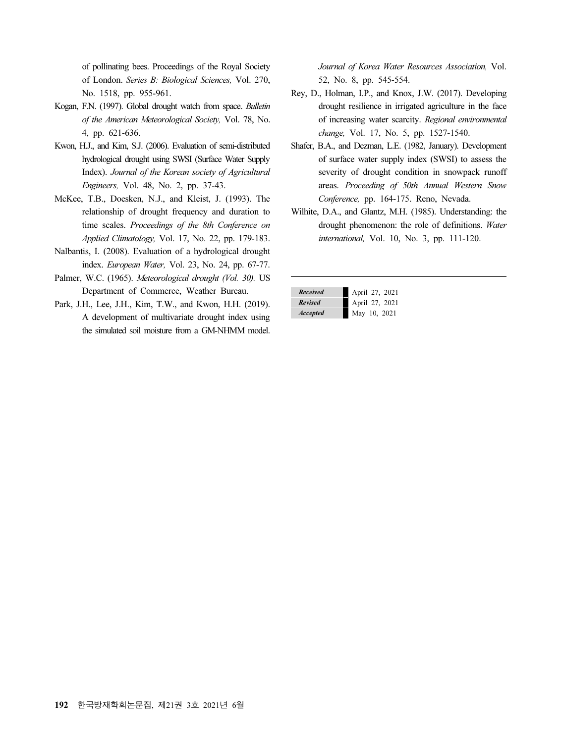of pollinating bees. Proceedings of the Royal Society of London. *Series B: Biological Sciences,* Vol. 270, No. 1518, pp. 955-961.

Kogan, F.N. (1997). Global drought watch from space. *Bulletin of the American Meteorological Society,* Vol. 78, No. 4, pp. 621-636.

Kwon, H.J., and Kim, S.J. (2006). Evaluation of semi-distributed hydrological drought using SWSI (Surface Water Supply Index). *Journal of the Korean society of Agricultural Engineers,* Vol. 48, No. 2, pp. 37-43.

McKee, T.B., Doesken, N.J., and Kleist, J. (1993). The relationship of drought frequency and duration to time scales. *Proceedings of the 8th Conference on Applied Climatology,* Vol. 17, No. 22, pp. 179-183.

Nalbantis, I. (2008). Evaluation of a hydrological drought index. *European Water,* Vol. 23, No. 24, pp. 67-77.

Palmer, W.C. (1965). *Meteorological drought (Vol. 30).* US Department of Commerce, Weather Bureau.

Park, J.H., Lee, J.H., Kim, T.W., and Kwon, H.H. (2019). A development of multivariate drought index using the simulated soil moisture from a GM-NHMM model. *Journal of Korea Water Resources Association,* Vol. 52, No. 8, pp. 545-554.

Rey, D., Holman, I.P., and Knox, J.W. (2017). Developing drought resilience in irrigated agriculture in the face of increasing water scarcity. *Regional environmental change,* Vol. 17, No. 5, pp. 1527-1540.

Shafer, B.A., and Dezman, L.E. (1982, January). Development of surface water supply index (SWSI) to assess the severity of drought condition in snowpack runoff areas. *Proceeding of 50th Annual Western Snow Conference,* pp. 164-175. Reno, Nevada.

Wilhite, D.A., and Glantz, M.H. (1985). Understanding: the drought phenomenon: the role of definitions. *Water international,* Vol. 10, No. 3, pp. 111-120.

| | |
|---|---|
| ***Received*** | April 27, 2021 |
| ***Revised*** | April 27, 2021 |
| ***Accepted*** | May 10, 2021 |